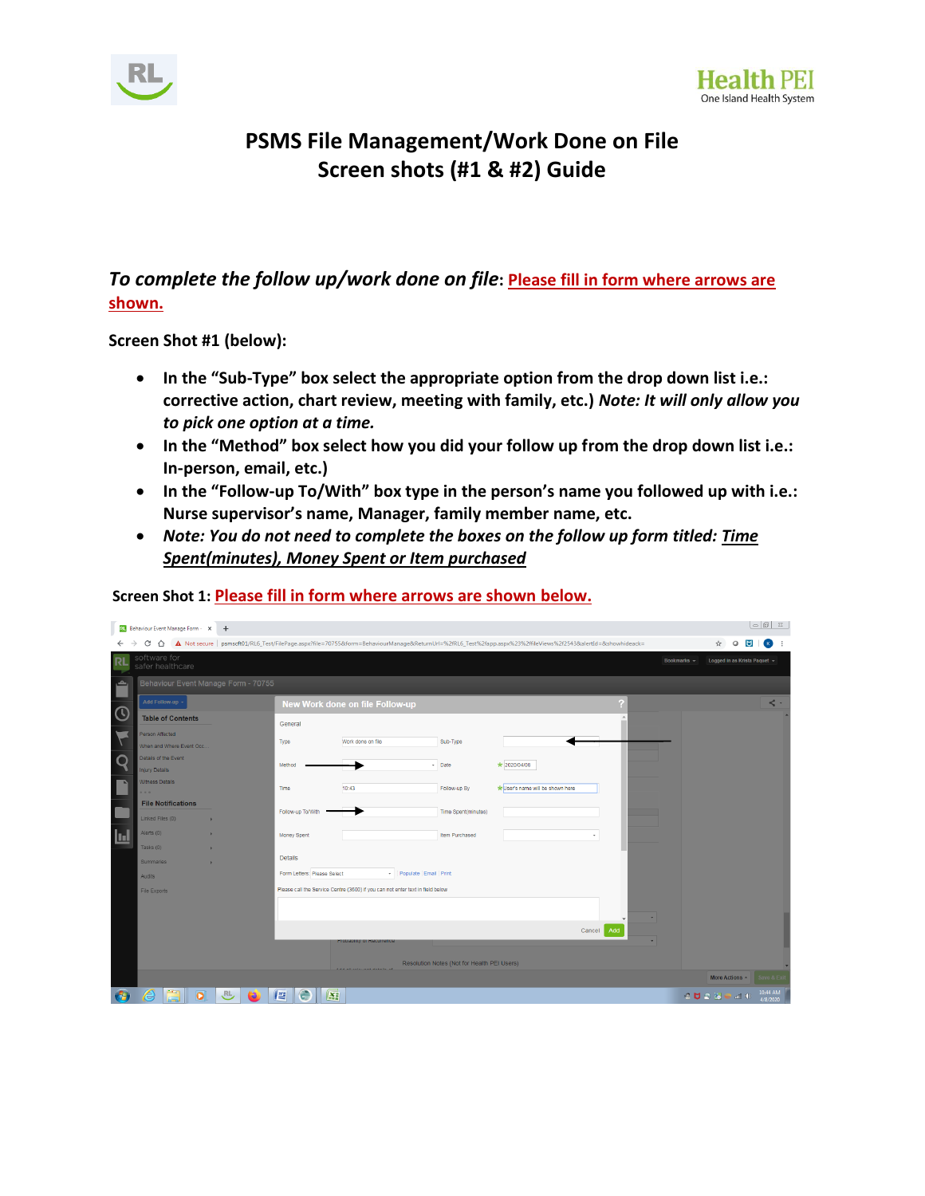# PSMS File Management/Work Done on File Screen shots (#1 & #2) Guide

***To complete the follow up/work done on file*: Please fill in form where arrows are shown.**

**Screen Shot #1 (below):**

- **In the "Sub-Type" box select the appropriate option from the drop down list i.e.: corrective action, chart review, meeting with family, etc.) *Note: It will only allow you to pick one option at a time.***
- **In the "Method" box select how you did your follow up from the drop down list i.e.: In-person, email, etc.)**
- **In the "Follow-up To/With" box type in the person's name you followed up with i.e.: Nurse supervisor's name, Manager, family member name, etc.**
- ***Note: You do not need to complete the boxes on the follow up form titled: Time Spent(minutes), Money Spent or Item purchased***

**Screen Shot 1: Please fill in form where arrows are shown below.**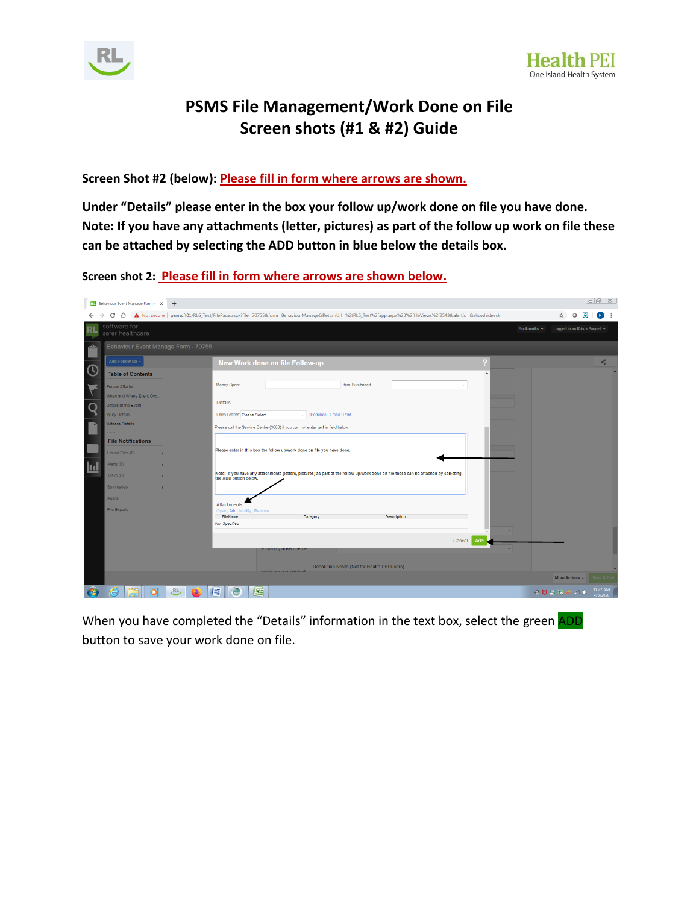# PSMS File Management/Work Done on File
# Screen shots (#1 & #2) Guide

**Screen Shot #2 (below): Please fill in form where arrows are shown.**

**Under "Details" please enter in the box your follow up/work done on file you have done. Note: If you have any attachments (letter, pictures) as part of the follow up work on file these can be attached by selecting the ADD button in blue below the details box.**

**Screen shot 2: Please fill in form where arrows are shown below.**

When you have completed the "Details" information in the text box, select the green ADD button to save your work done on file.